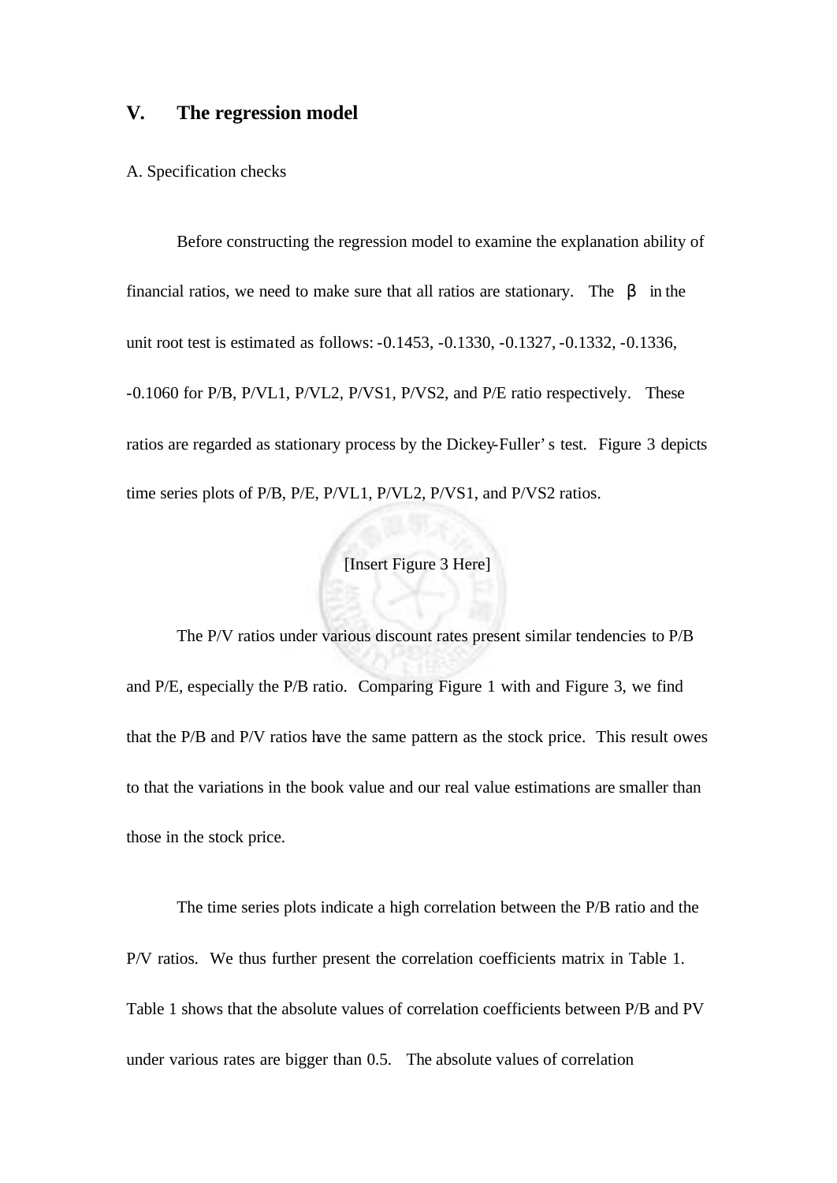## V. The regression model

A. Specification checks

Before constructing the regression model to examine the explanation ability of financial ratios, we need to make sure that all ratios are stationary. The $\beta$ in the unit root test is estimated as follows: -0.1453, -0.1330, -0.1327, -0.1332, -0.1336, -0.1060 for P/B, P/VL1, P/VL2, P/VS1, P/VS2, and P/E ratio respectively. These ratios are regarded as stationary process by the Dickey-Fuller's test. Figure 3 depicts time series plots of P/B, P/E, P/VL1, P/VL2, P/VS1, and P/VS2 ratios.

[Insert Figure 3 Here]

The P/V ratios under various discount rates present similar tendencies to P/B and P/E, especially the P/B ratio. Comparing Figure 1 with and Figure 3, we find that the P/B and P/V ratios have the same pattern as the stock price. This result owes to that the variations in the book value and our real value estimations are smaller than those in the stock price.

The time series plots indicate a high correlation between the P/B ratio and the P/V ratios. We thus further present the correlation coefficients matrix in Table 1. Table 1 shows that the absolute values of correlation coefficients between P/B and PV under various rates are bigger than 0.5. The absolute values of correlation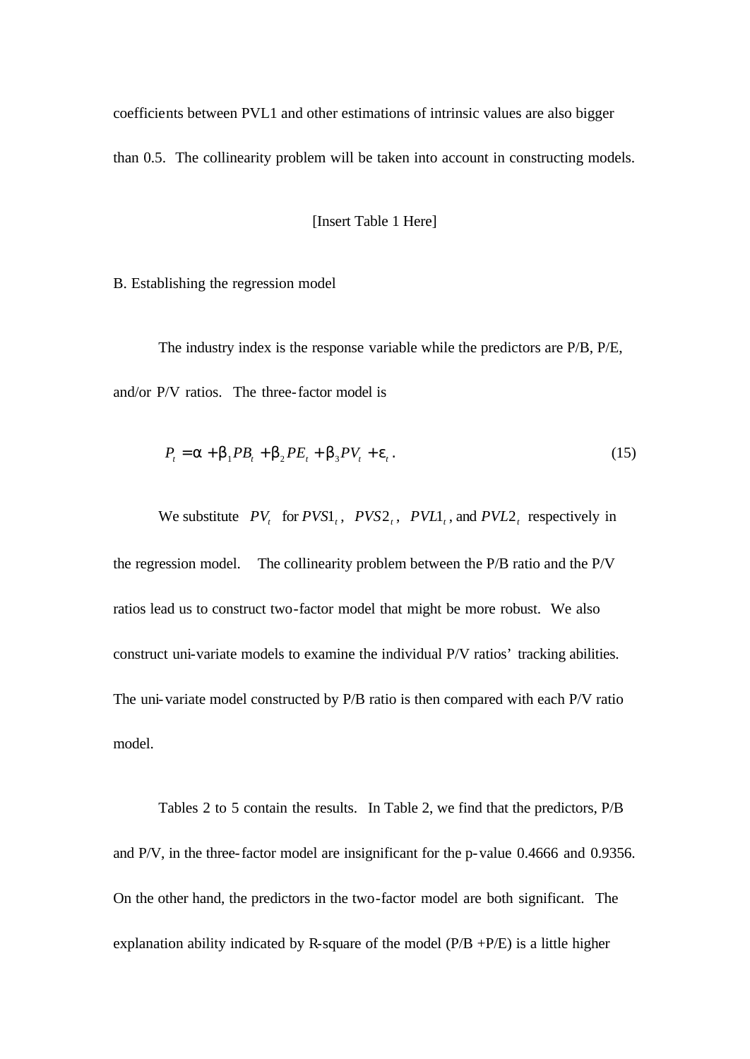coefficients between PVL1 and other estimations of intrinsic values are also bigger than 0.5. The collinearity problem will be taken into account in constructing models.

[Insert Table 1 Here]

B. Establishing the regression model

The industry index is the response variable while the predictors are P/B, P/E, and/or P/V ratios. The three-factor model is

$$P_t = \alpha + \beta_1 PB_t + \beta_2 PE_t + \beta_3 PV_t + \varepsilon_t \, . \tag{15}$$

We substitute $PV_t$ for $PVS1_t$, $PVS2_t$, $PVL1_t$, and $PVL2_t$ respectively in the regression model. The collinearity problem between the P/B ratio and the P/V ratios lead us to construct two-factor model that might be more robust. We also construct uni-variate models to examine the individual P/V ratios' tracking abilities. The uni-variate model constructed by P/B ratio is then compared with each P/V ratio model.

Tables 2 to 5 contain the results. In Table 2, we find that the predictors, P/B and P/V, in the three-factor model are insignificant for the p-value 0.4666 and 0.9356. On the other hand, the predictors in the two-factor model are both significant. The explanation ability indicated by R-square of the model (P/B +P/E) is a little higher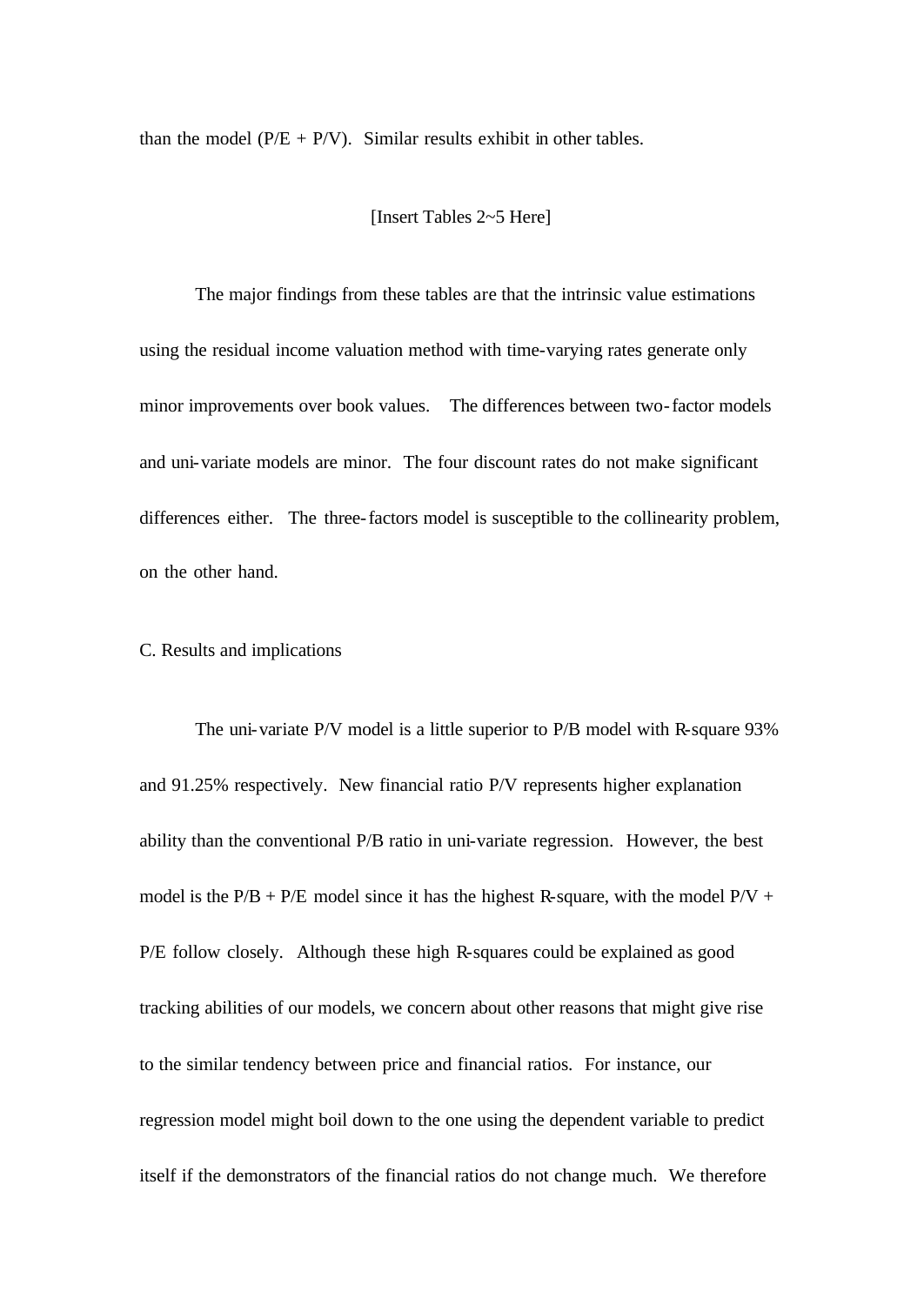than the model (P/E + P/V). Similar results exhibit in other tables.

[Insert Tables 2~5 Here]

The major findings from these tables are that the intrinsic value estimations using the residual income valuation method with time-varying rates generate only minor improvements over book values. The differences between two-factor models and uni-variate models are minor. The four discount rates do not make significant differences either. The three-factors model is susceptible to the collinearity problem, on the other hand.

C. Results and implications

The uni-variate P/V model is a little superior to P/B model with R-square 93% and 91.25% respectively. New financial ratio P/V represents higher explanation ability than the conventional P/B ratio in uni-variate regression. However, the best model is the P/B + P/E model since it has the highest R-square, with the model P/V + P/E follow closely. Although these high R-squares could be explained as good tracking abilities of our models, we concern about other reasons that might give rise to the similar tendency between price and financial ratios. For instance, our regression model might boil down to the one using the dependent variable to predict itself if the demonstrators of the financial ratios do not change much. We therefore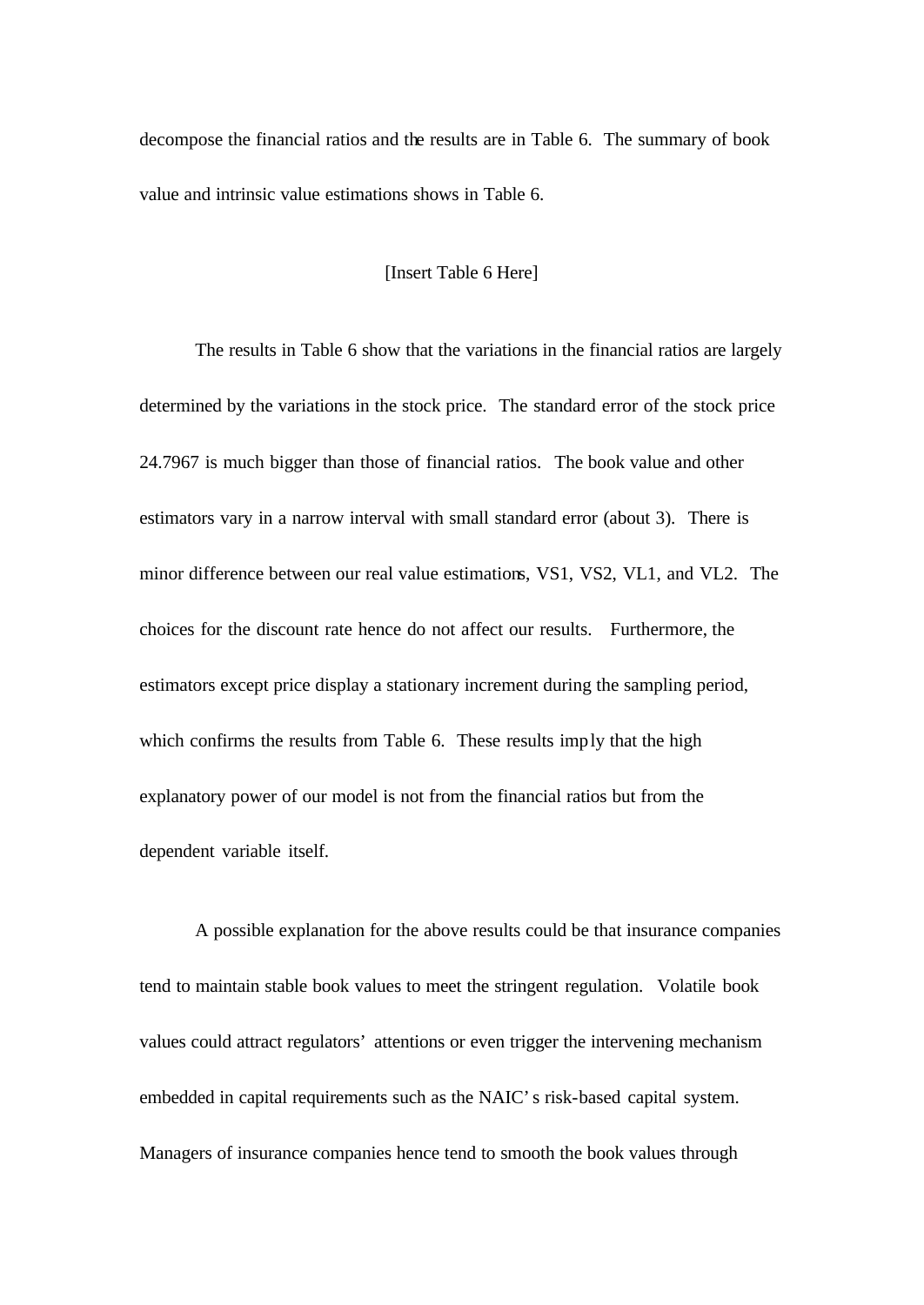decompose the financial ratios and the results are in Table 6. The summary of book value and intrinsic value estimations shows in Table 6.

[Insert Table 6 Here]

The results in Table 6 show that the variations in the financial ratios are largely determined by the variations in the stock price. The standard error of the stock price 24.7967 is much bigger than those of financial ratios. The book value and other estimators vary in a narrow interval with small standard error (about 3). There is minor difference between our real value estimations, VS1, VS2, VL1, and VL2. The choices for the discount rate hence do not affect our results. Furthermore, the estimators except price display a stationary increment during the sampling period, which confirms the results from Table 6. These results imply that the high explanatory power of our model is not from the financial ratios but from the dependent variable itself.

A possible explanation for the above results could be that insurance companies tend to maintain stable book values to meet the stringent regulation. Volatile book values could attract regulators' attentions or even trigger the intervening mechanism embedded in capital requirements such as the NAIC's risk-based capital system. Managers of insurance companies hence tend to smooth the book values through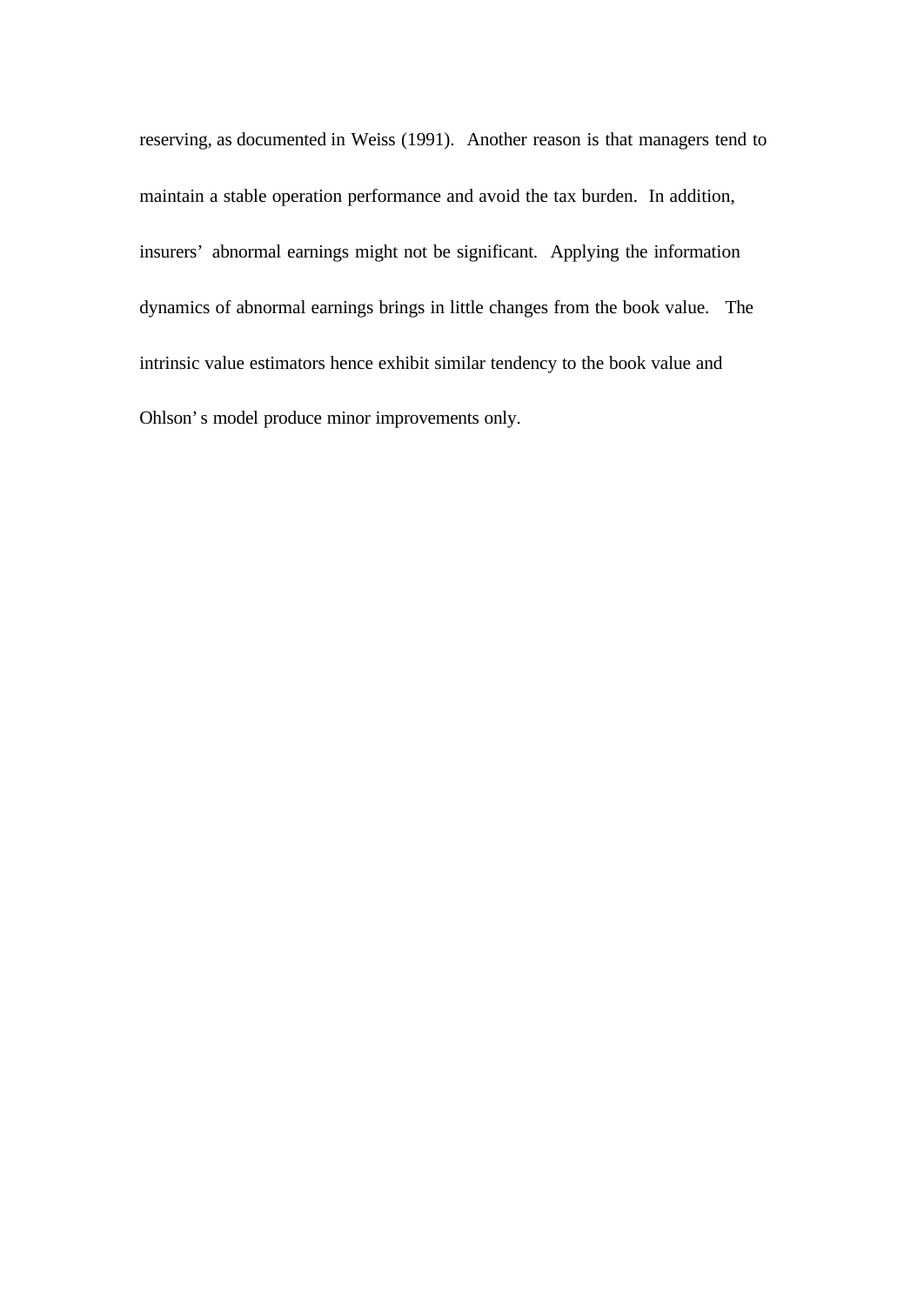reserving, as documented in Weiss (1991). Another reason is that managers tend to maintain a stable operation performance and avoid the tax burden. In addition, insurers' abnormal earnings might not be significant. Applying the information dynamics of abnormal earnings brings in little changes from the book value. The intrinsic value estimators hence exhibit similar tendency to the book value and Ohlson's model produce minor improvements only.